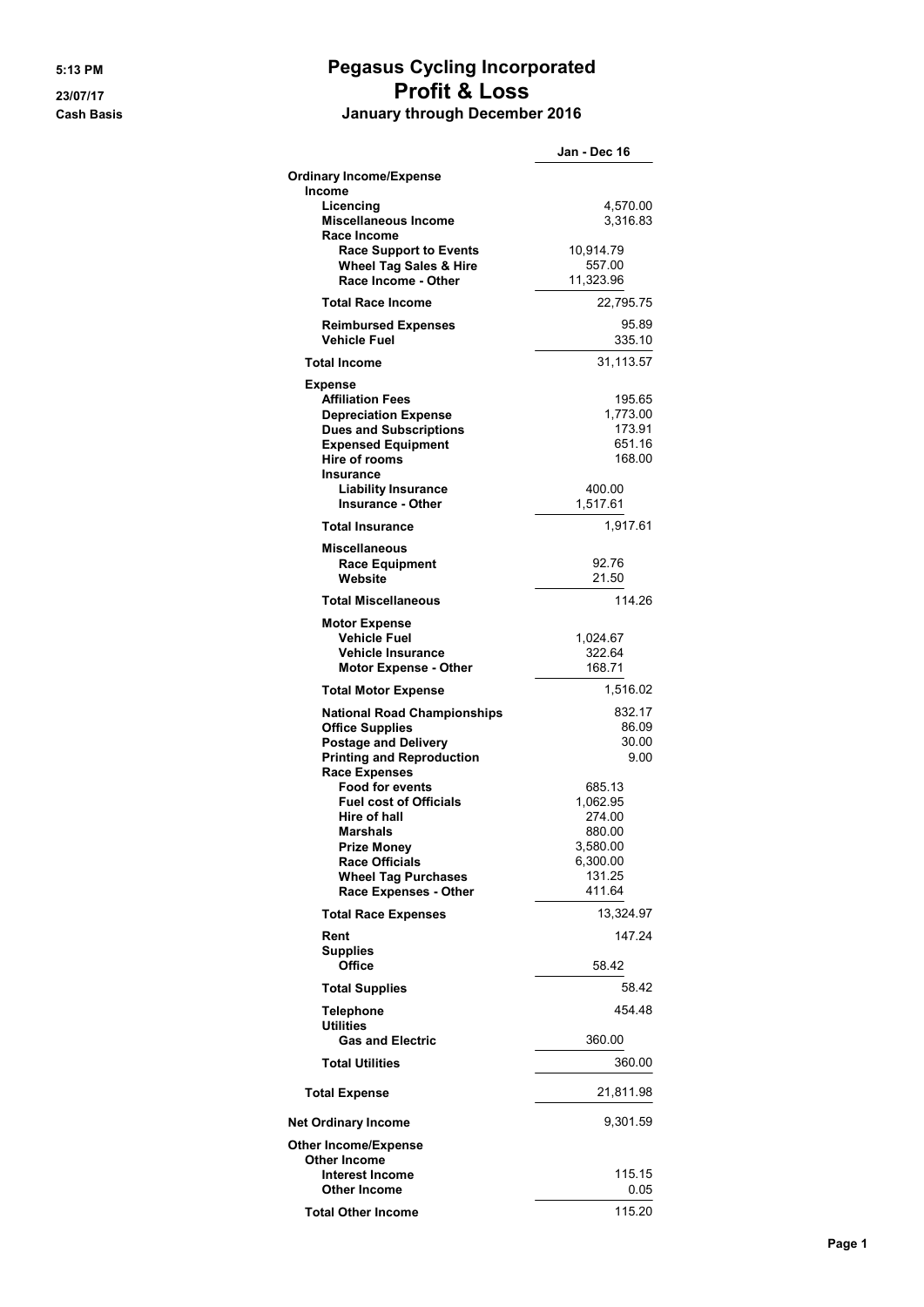5:13 PM
23/07/17
Cash Basis

# Pegasus Cycling Incorporated
## Profit & Loss
### January through December 2016

| | | Jan - Dec 16 |
|---|---|---|
| **Ordinary Income/Expense** | | |
| **Income** | | |
| **Licencing** | | 4,570.00 |
| **Miscellaneous Income** | | 3,316.83 |
| **Race Income** | | |
| **Race Support to Events** | 10,914.79 | |
| **Wheel Tag Sales & Hire** | 557.00 | |
| **Race Income - Other** | 11,323.96 | |
| **Total Race Income** | | 22,795.75 |
| **Reimbursed Expenses** | | 95.89 |
| **Vehicle Fuel** | | 335.10 |
| **Total Income** | | 31,113.57 |
| **Expense** | | |
| **Affiliation Fees** | | 195.65 |
| **Depreciation Expense** | | 1,773.00 |
| **Dues and Subscriptions** | | 173.91 |
| **Expensed Equipment** | | 651.16 |
| **Hire of rooms** | | 168.00 |
| **Insurance** | | |
| **Liability Insurance** | 400.00 | |
| **Insurance - Other** | 1,517.61 | |
| **Total Insurance** | | 1,917.61 |
| **Miscellaneous** | | |
| **Race Equipment** | 92.76 | |
| **Website** | 21.50 | |
| **Total Miscellaneous** | | 114.26 |
| **Motor Expense** | | |
| **Vehicle Fuel** | 1,024.67 | |
| **Vehicle Insurance** | 322.64 | |
| **Motor Expense - Other** | 168.71 | |
| **Total Motor Expense** | | 1,516.02 |
| **National Road Championships** | | 832.17 |
| **Office Supplies** | | 86.09 |
| **Postage and Delivery** | | 30.00 |
| **Printing and Reproduction** | | 9.00 |
| **Race Expenses** | | |
| **Food for events** | 685.13 | |
| **Fuel cost of Officials** | 1,062.95 | |
| **Hire of hall** | 274.00 | |
| **Marshals** | 880.00 | |
| **Prize Money** | 3,580.00 | |
| **Race Officials** | 6,300.00 | |
| **Wheel Tag Purchases** | 131.25 | |
| **Race Expenses - Other** | 411.64 | |
| **Total Race Expenses** | | 13,324.97 |
| **Rent** | | 147.24 |
| **Supplies** | | |
| **Office** | 58.42 | |
| **Total Supplies** | | 58.42 |
| **Telephone** | | 454.48 |
| **Utilities** | | |
| **Gas and Electric** | 360.00 | |
| **Total Utilities** | | 360.00 |
| **Total Expense** | | 21,811.98 |
| **Net Ordinary Income** | | 9,301.59 |
| **Other Income/Expense** | | |
| **Other Income** | | |
| **Interest Income** | | 115.15 |
| **Other Income** | | 0.05 |
| **Total Other Income** | | 115.20 |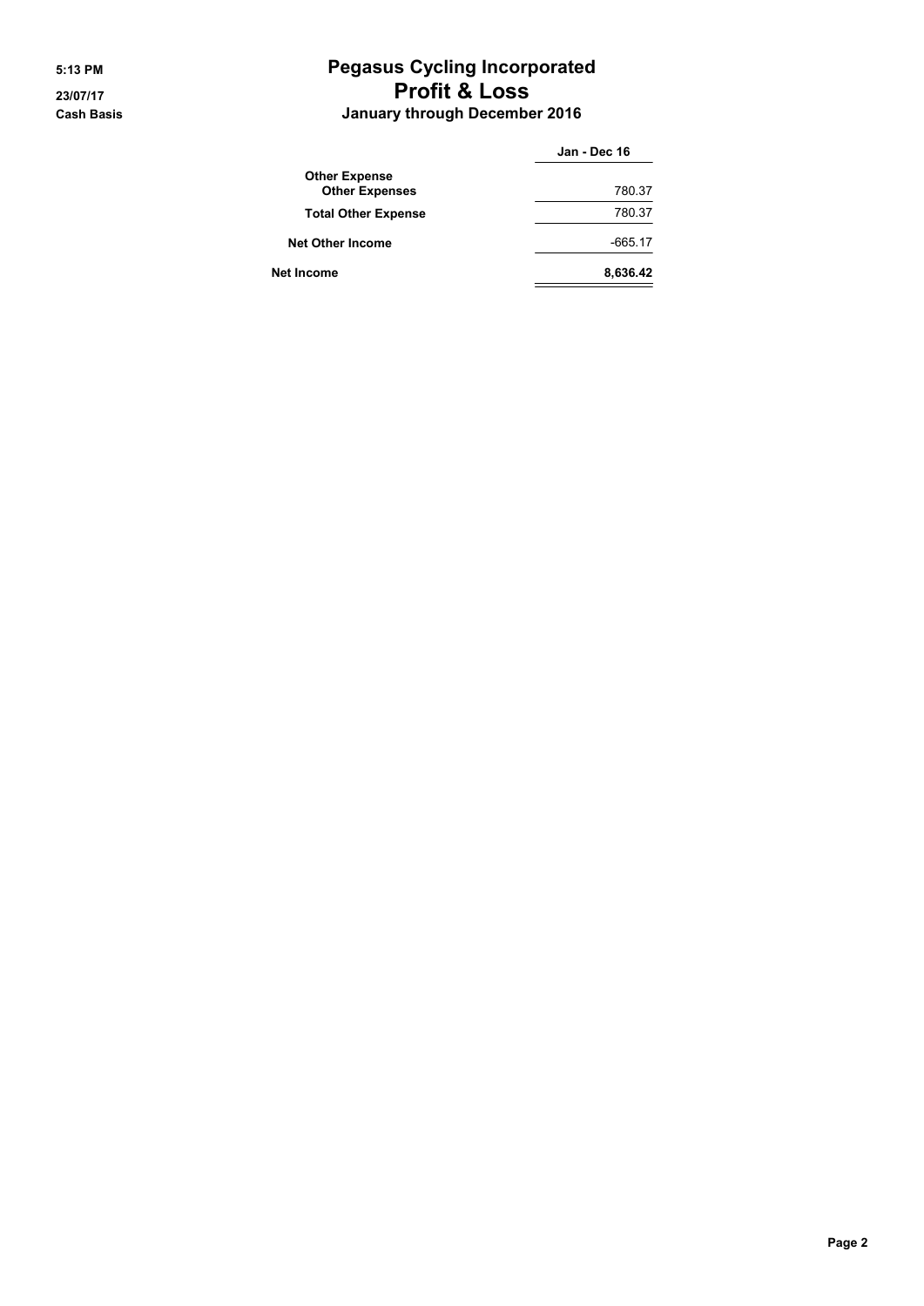# Pegasus Cycling Incorporated
## Profit & Loss
### January through December 2016

Cash Basis

| | Jan - Dec 16 |
|---|---|
| **Other Expense** | |
| **Other Expenses** | 780.37 |
| **Total Other Expense** | 780.37 |
| **Net Other Income** | -665.17 |
| **Net Income** | **8,636.42** |